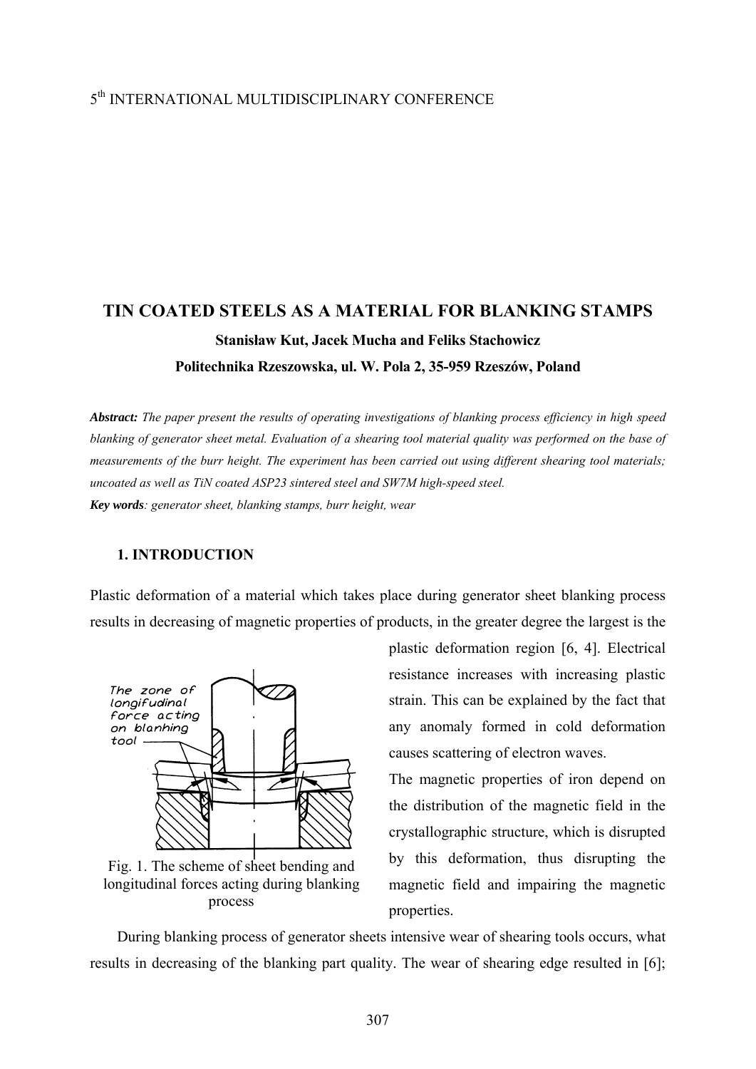5[th] INTERNATIONAL MULTIDISCIPLINARY CONFERENCE

# TIN COATED STEELS AS A MATERIAL FOR BLANKING STAMPS

**Stanisław Kut, Jacek Mucha and Feliks Stachowicz**

**Politechnika Rzeszowska, ul. W. Pola 2, 35-959 Rzeszów, Poland**

***Abstract:*** *The paper present the results of operating investigations of blanking process efficiency in high speed blanking of generator sheet metal. Evaluation of a shearing tool material quality was performed on the base of measurements of the burr height. The experiment has been carried out using different shearing tool materials; uncoated as well as TiN coated ASP23 sintered steel and SW7M high-speed steel.*

***Key words****: generator sheet, blanking stamps, burr height, wear*

## 1. INTRODUCTION

Plastic deformation of a material which takes place during generator sheet blanking process results in decreasing of magnetic properties of products, in the greater degree the largest is the plastic deformation region [6, 4]. Electrical resistance increases with increasing plastic strain. This can be explained by the fact that any anomaly formed in cold deformation causes scattering of electron waves.

The zone of longifudinal force acting on blanhing tool

Fig. 1. The scheme of sheet bending and longitudinal forces acting during blanking process

The magnetic properties of iron depend on the distribution of the magnetic field in the crystallographic structure, which is disrupted by this deformation, thus disrupting the magnetic field and impairing the magnetic properties.

During blanking process of generator sheets intensive wear of shearing tools occurs, what results in decreasing of the blanking part quality. The wear of shearing edge resulted in [6];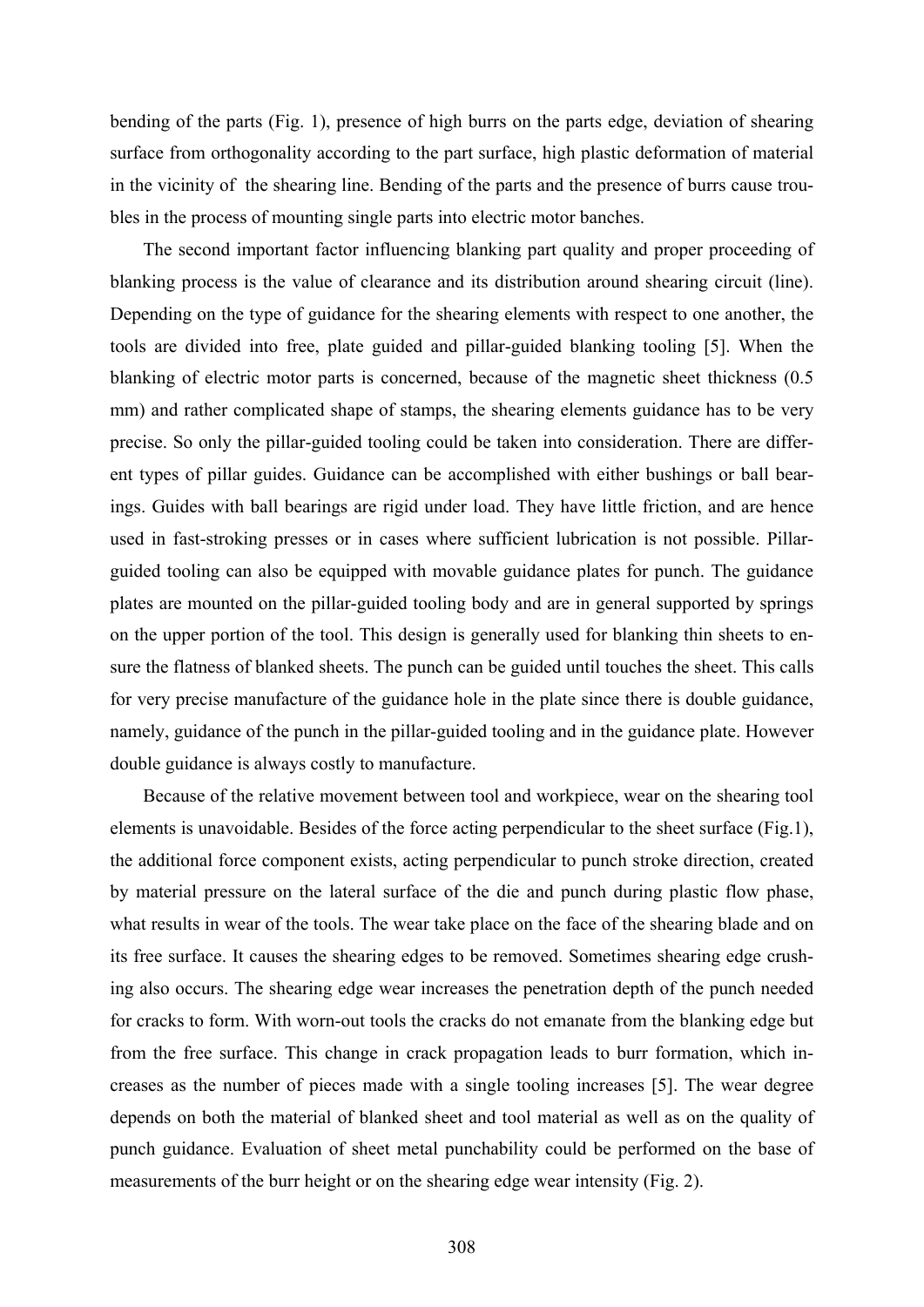bending of the parts (Fig. 1), presence of high burrs on the parts edge, deviation of shearing surface from orthogonality according to the part surface, high plastic deformation of material in the vicinity of the shearing line. Bending of the parts and the presence of burrs cause troubles in the process of mounting single parts into electric motor banches.

The second important factor influencing blanking part quality and proper proceeding of blanking process is the value of clearance and its distribution around shearing circuit (line). Depending on the type of guidance for the shearing elements with respect to one another, the tools are divided into free, plate guided and pillar-guided blanking tooling [5]. When the blanking of electric motor parts is concerned, because of the magnetic sheet thickness (0.5 mm) and rather complicated shape of stamps, the shearing elements guidance has to be very precise. So only the pillar-guided tooling could be taken into consideration. There are different types of pillar guides. Guidance can be accomplished with either bushings or ball bearings. Guides with ball bearings are rigid under load. They have little friction, and are hence used in fast-stroking presses or in cases where sufficient lubrication is not possible. Pillar-guided tooling can also be equipped with movable guidance plates for punch. The guidance plates are mounted on the pillar-guided tooling body and are in general supported by springs on the upper portion of the tool. This design is generally used for blanking thin sheets to ensure the flatness of blanked sheets. The punch can be guided until touches the sheet. This calls for very precise manufacture of the guidance hole in the plate since there is double guidance, namely, guidance of the punch in the pillar-guided tooling and in the guidance plate. However double guidance is always costly to manufacture.

Because of the relative movement between tool and workpiece, wear on the shearing tool elements is unavoidable. Besides of the force acting perpendicular to the sheet surface (Fig.1), the additional force component exists, acting perpendicular to punch stroke direction, created by material pressure on the lateral surface of the die and punch during plastic flow phase, what results in wear of the tools. The wear take place on the face of the shearing blade and on its free surface. It causes the shearing edges to be removed. Sometimes shearing edge crushing also occurs. The shearing edge wear increases the penetration depth of the punch needed for cracks to form. With worn-out tools the cracks do not emanate from the blanking edge but from the free surface. This change in crack propagation leads to burr formation, which increases as the number of pieces made with a single tooling increases [5]. The wear degree depends on both the material of blanked sheet and tool material as well as on the quality of punch guidance. Evaluation of sheet metal punchability could be performed on the base of measurements of the burr height or on the shearing edge wear intensity (Fig. 2).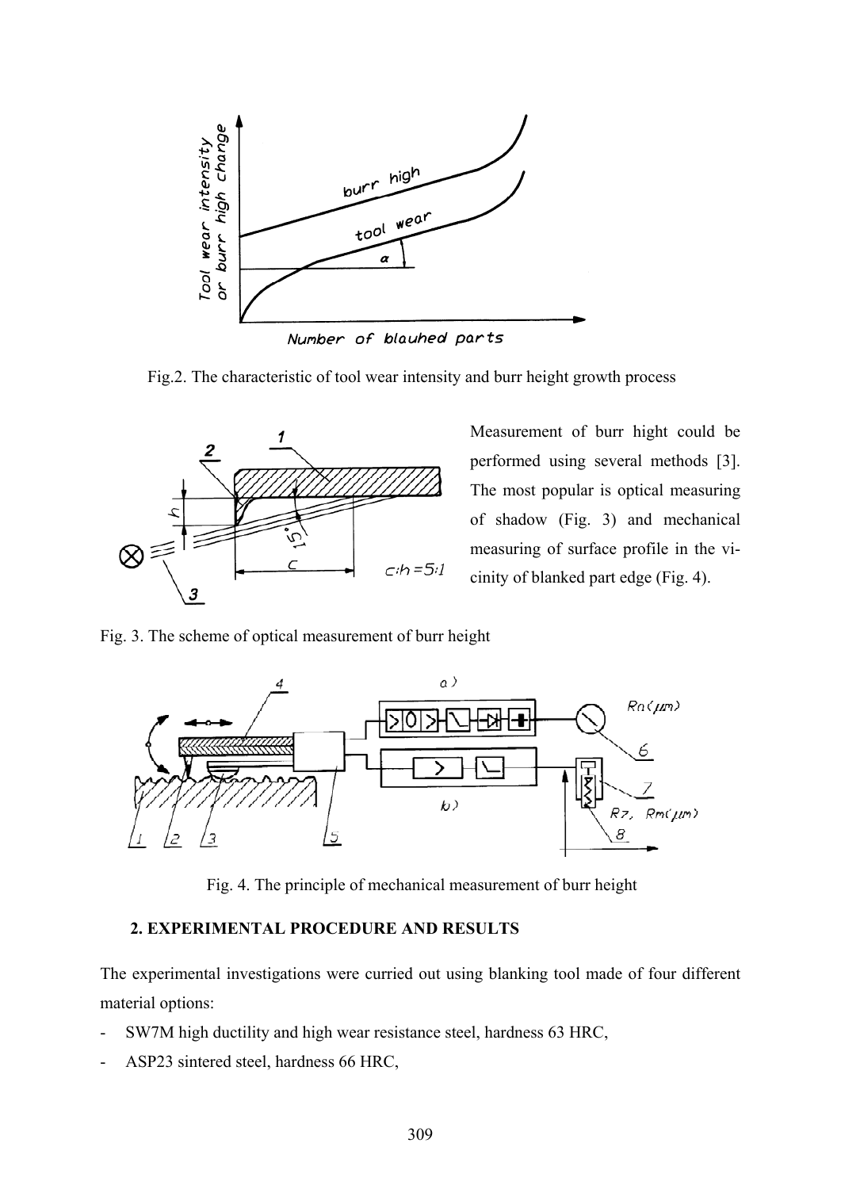Tool wear intensity or burr high change

burr high

tool wear

α

Number of blauhed parts

Fig.2. The characteristic of tool wear intensity and burr height growth process

1

2

h

15°

c

c:h =5:1

3

Measurement of burr hight could be performed using several methods [3]. The most popular is optical measuring of shadow (Fig. 3) and mechanical measuring of surface profile in the vicinity of blanked part edge (Fig. 4).

Fig. 3. The scheme of optical measurement of burr height

4

a)

Ra(μm)

6

7

b)

Rz, Rm(μm)

8

1 2 3 5

Fig. 4. The principle of mechanical measurement of burr height

## 2. EXPERIMENTAL PROCEDURE AND RESULTS

The experimental investigations were curried out using blanking tool made of four different material options:

- SW7M high ductility and high wear resistance steel, hardness 63 HRC,
- ASP23 sintered steel, hardness 66 HRC,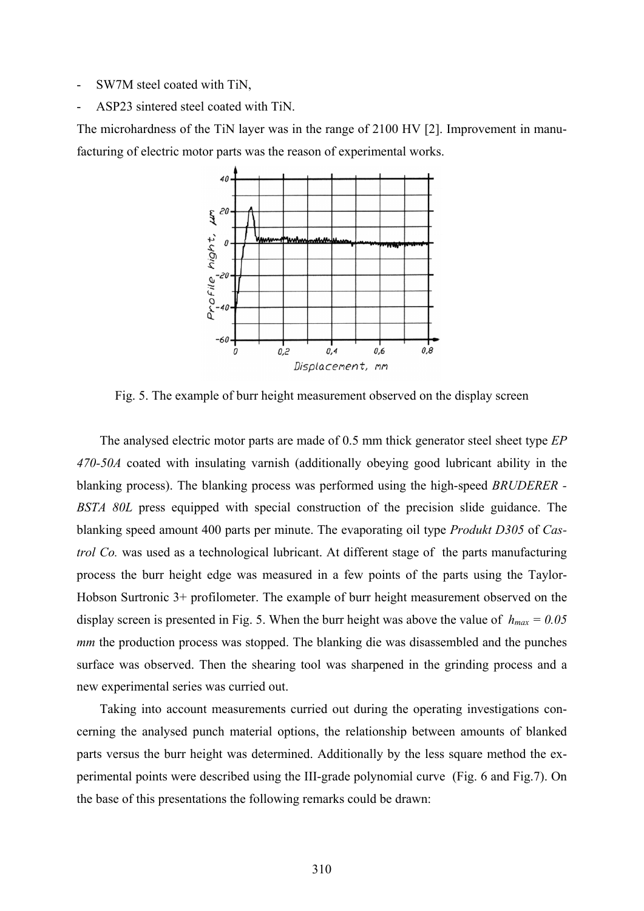- SW7M steel coated with TiN,
- ASP23 sintered steel coated with TiN.

The microhardness of the TiN layer was in the range of 2100 HV [2]. Improvement in manufacturing of electric motor parts was the reason of experimental works.

Profile hight, μm

40
20
0
-20
-40
-60

0 0,2 0,4 0,6 0,8

Displacement, mm

Fig. 5. The example of burr height measurement observed on the display screen

The analysed electric motor parts are made of 0.5 mm thick generator steel sheet type *EP 470-50A* coated with insulating varnish (additionally obeying good lubricant ability in the blanking process). The blanking process was performed using the high-speed *BRUDERER - BSTA 80L* press equipped with special construction of the precision slide guidance. The blanking speed amount 400 parts per minute. The evaporating oil type *Produkt D305* of *Castrol Co.* was used as a technological lubricant. At different stage of the parts manufacturing process the burr height edge was measured in a few points of the parts using the Taylor-Hobson Surtronic 3+ profilometer. The example of burr height measurement observed on the display screen is presented in Fig. 5. When the burr height was above the value of $h_{max} = 0.05$ *mm* the production process was stopped. The blanking die was disassembled and the punches surface was observed. Then the shearing tool was sharpened in the grinding process and a new experimental series was curried out.

Taking into account measurements curried out during the operating investigations concerning the analysed punch material options, the relationship between amounts of blanked parts versus the burr height was determined. Additionally by the less square method the experimental points were described using the III-grade polynomial curve (Fig. 6 and Fig.7). On the base of this presentations the following remarks could be drawn: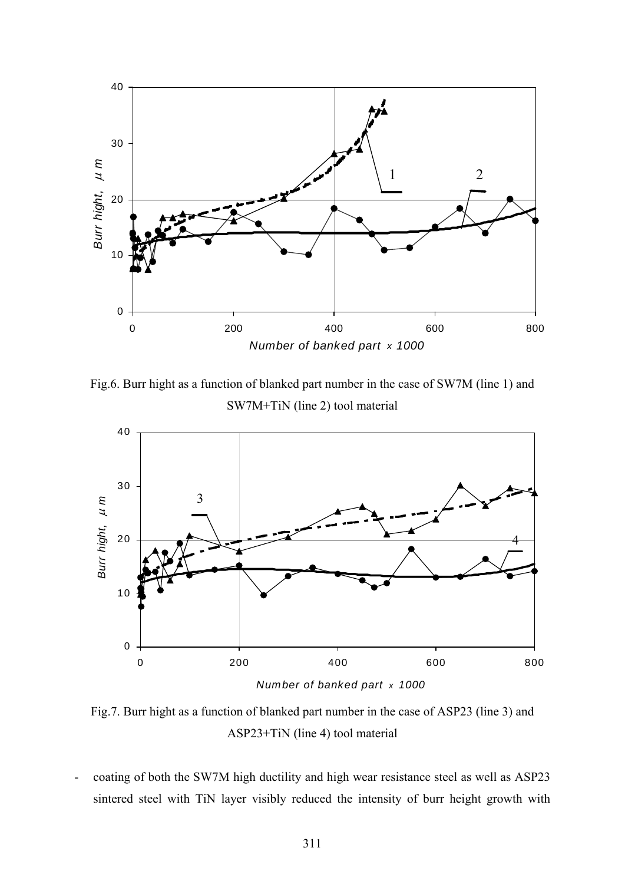40

30

20

10

0

Burr hight, μ m

0 200 400 600 800

Number of banked part x 1000

1

2

Fig.6. Burr hight as a function of blanked part number in the case of SW7M (line 1) and SW7M+TiN (line 2) tool material

40

30

20

10

0

Burr hight, μ m

0 200 400 600 800

Number of banked part x 1000

3

4

Fig.7. Burr hight as a function of blanked part number in the case of ASP23 (line 3) and ASP23+TiN (line 4) tool material

- coating of both the SW7M high ductility and high wear resistance steel as well as ASP23 sintered steel with TiN layer visibly reduced the intensity of burr height growth with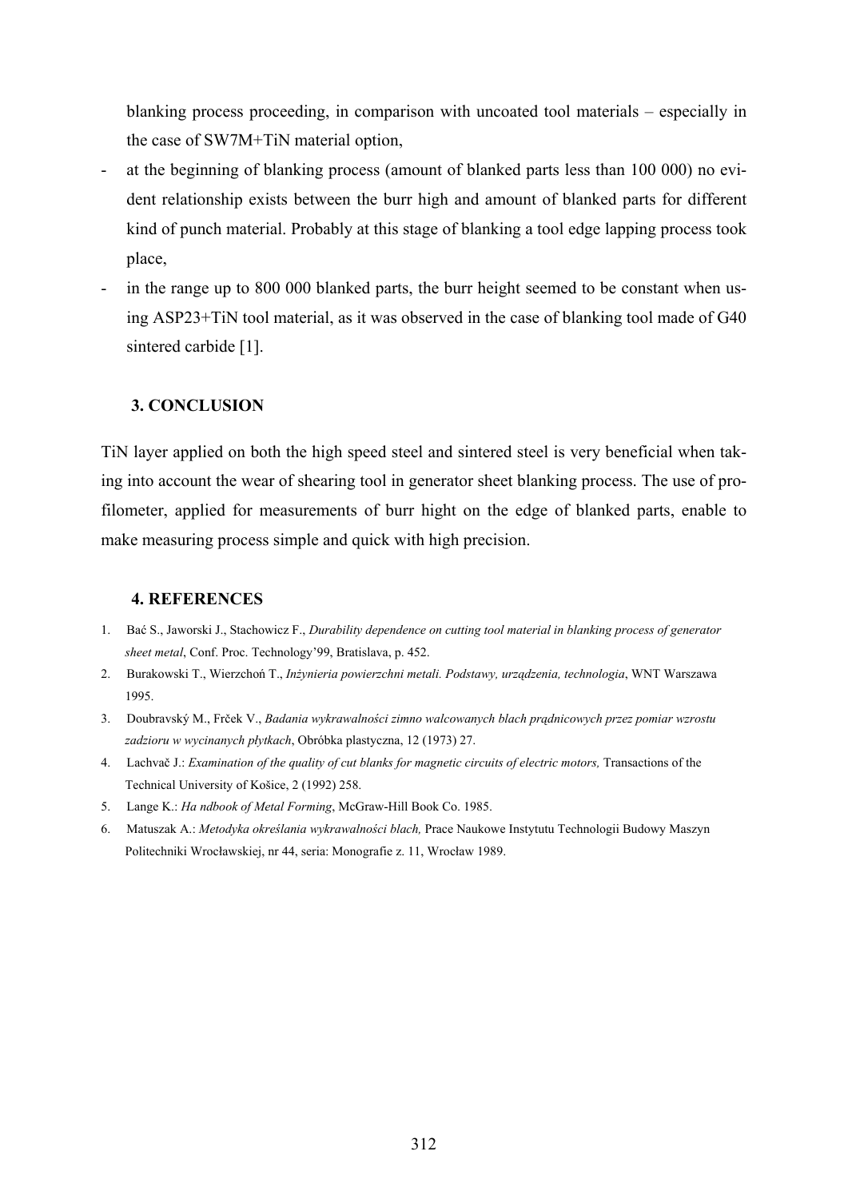blanking process proceeding, in comparison with uncoated tool materials – especially in the case of SW7M+TiN material option,

- at the beginning of blanking process (amount of blanked parts less than 100 000) no evident relationship exists between the burr high and amount of blanked parts for different kind of punch material. Probably at this stage of blanking a tool edge lapping process took place,
- in the range up to 800 000 blanked parts, the burr height seemed to be constant when using ASP23+TiN tool material, as it was observed in the case of blanking tool made of G40 sintered carbide [1].

## 3. CONCLUSION

TiN layer applied on both the high speed steel and sintered steel is very beneficial when taking into account the wear of shearing tool in generator sheet blanking process. The use of profilometer, applied for measurements of burr hight on the edge of blanked parts, enable to make measuring process simple and quick with high precision.

## 4. REFERENCES

1. Bać S., Jaworski J., Stachowicz F., *Durability dependence on cutting tool material in blanking process of generator sheet metal*, Conf. Proc. Technology'99, Bratislava, p. 452.
2. Burakowski T., Wierzchoń T., *Inżynieria powierzchni metali. Podstawy, urządzenia, technologia*, WNT Warszawa 1995.
3. Doubravský M., Frček V., *Badania wykrawalności zimno walcowanych blach prądnicowych przez pomiar wzrostu zadzioru w wycinanych płytkach*, Obróbka plastyczna, 12 (1973) 27.
4. Lachvač J.: *Examination of the quality of cut blanks for magnetic circuits of electric motors,* Transactions of the Technical University of Košice, 2 (1992) 258.
5. Lange K.: *Ha ndbook of Metal Forming*, McGraw-Hill Book Co. 1985.
6. Matuszak A.: *Metodyka określania wykrawalności blach,* Prace Naukowe Instytutu Technologii Budowy Maszyn Politechniki Wrocławskiej, nr 44, seria: Monografie z. 11, Wrocław 1989.